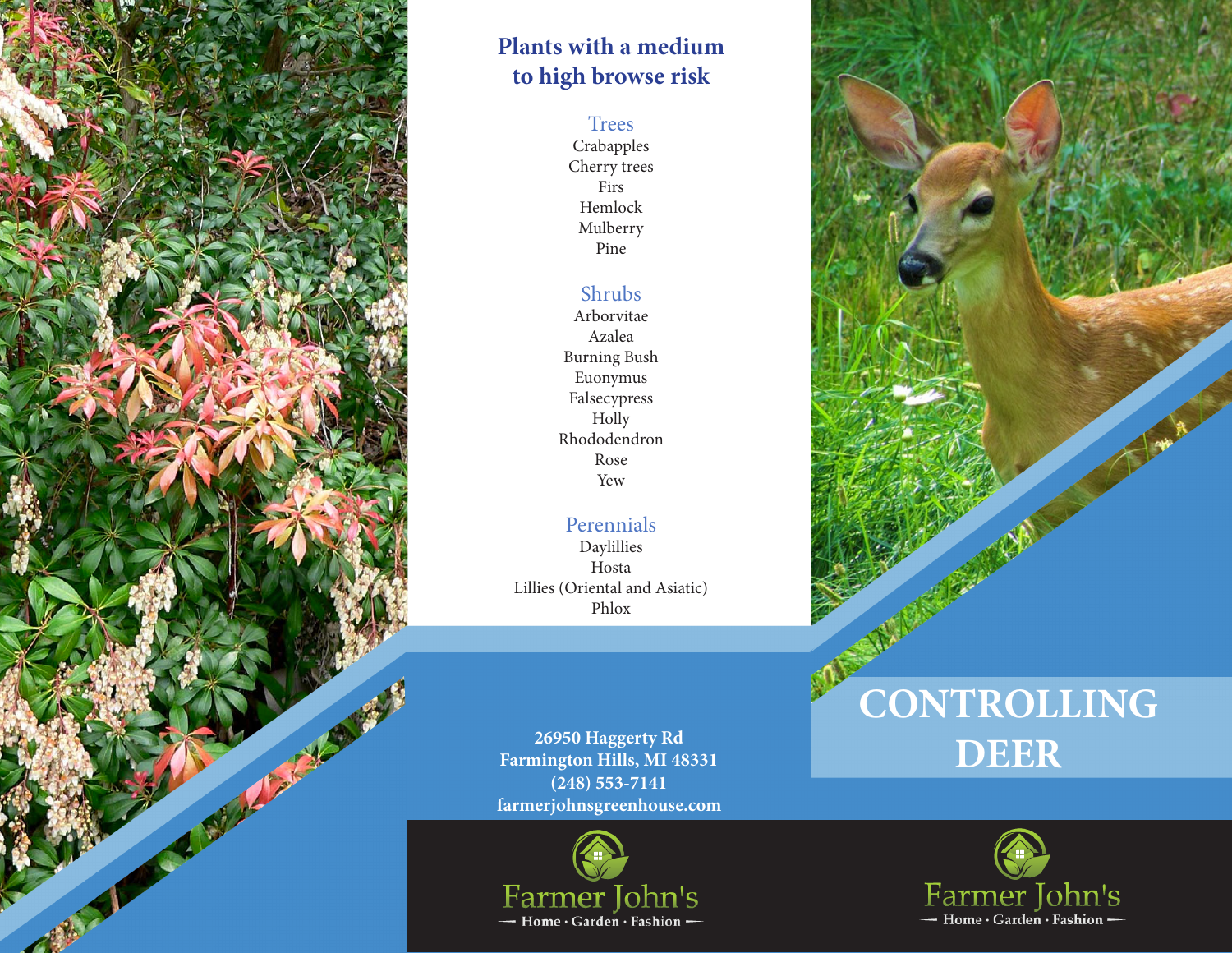## Plants with a medium to high browse risk

### Trees

Crabapples
Cherry trees
Firs
Hemlock
Mulberry
Pine

### Shrubs

Arborvitae
Azalea
Burning Bush
Euonymus
Falsecypress
Holly
Rhododendron
Rose
Yew

### Perennials

Daylillies
Hosta
Lillies (Oriental and Asiatic)
Phlox

**26950 Haggerty Rd**
**Farmington Hills, MI 48331**
**(248) 553-7141**
**farmerjohnsgreenhouse.com**

Farmer John's
Home · Garden · Fashion

# CONTROLLING DEER

Farmer John's
Home · Garden · Fashion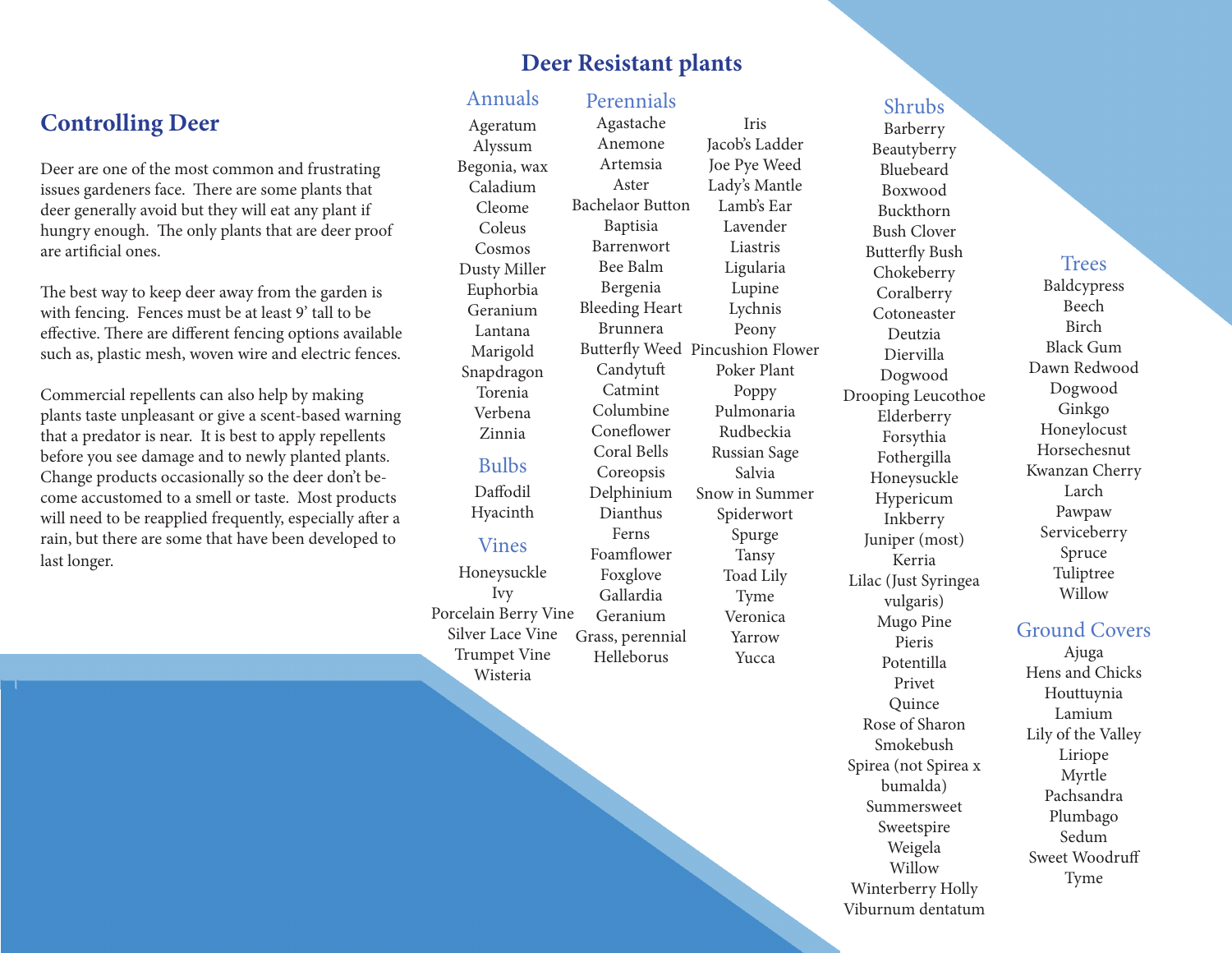## Controlling Deer

Deer are one of the most common and frustrating issues gardeners face. There are some plants that deer generally avoid but they will eat any plant if hungry enough. The only plants that are deer proof are artificial ones.

The best way to keep deer away from the garden is with fencing. Fences must be at least 9' tall to be effective. There are different fencing options available such as, plastic mesh, woven wire and electric fences.

Commercial repellents can also help by making plants taste unpleasant or give a scent-based warning that a predator is near. It is best to apply repellents before you see damage and to newly planted plants. Change products occasionally so the deer don't become accustomed to a smell or taste. Most products will need to be reapplied frequently, especially after a rain, but there are some that have been developed to last longer.

## Deer Resistant plants

### Annuals

Ageratum
Alyssum
Begonia, wax
Caladium
Cleome
Coleus
Cosmos
Dusty Miller
Euphorbia
Geranium
Lantana
Marigold
Snapdragon
Torenia
Verbena
Zinnia

### Bulbs

Daffodil
Hyacinth

### Vines

Honeysuckle
Ivy
Porcelain Berry Vine
Silver Lace Vine
Trumpet Vine
Wisteria

### Perennials

Agastache
Anemone
Artemsia
Aster
Bachelaor Button
Baptisia
Barrenwort
Bee Balm
Bergenia
Bleeding Heart
Brunnera
Butterfly Weed
Candytuft
Catmint
Columbine
Coneflower
Coral Bells
Coreopsis
Delphinium
Dianthus
Ferns
Foamflower
Foxglove
Gallardia
Geranium
Grass, perennial
Helleborus
Iris
Jacob's Ladder
Joe Pye Weed
Lady's Mantle
Lamb's Ear
Lavender
Liastris
Ligularia
Lupine
Lychnis
Peony
Pincushion Flower
Poker Plant
Poppy
Pulmonaria
Rudbeckia
Russian Sage
Salvia
Snow in Summer
Spiderwort
Spurge
Tansy
Toad Lily
Tyme
Veronica
Yarrow
Yucca

### Shrubs

Barberry
Beautyberry
Bluebeard
Boxwood
Buckthorn
Bush Clover
Butterfly Bush
Chokeberry
Coralberry
Cotoneaster
Deutzia
Diervilla
Dogwood
Drooping Leucothoe
Elderberry
Forsythia
Fothergilla
Honeysuckle
Hypericum
Inkberry
Juniper (most)
Kerria
Lilac (Just Syringea vulgaris)
Mugo Pine
Pieris
Potentilla
Privet
Quince
Rose of Sharon
Smokebush
Spirea (not Spirea x bumalda)
Summersweet
Sweetspire
Weigela
Willow
Winterberry Holly
Viburnum dentatum

### Trees

Baldcypress
Beech
Birch
Black Gum
Dawn Redwood
Dogwood
Ginkgo
Honeylocust
Horsechesnut
Kwanzan Cherry
Larch
Pawpaw
Serviceberry
Spruce
Tuliptree
Willow

### Ground Covers

Ajuga
Hens and Chicks
Houttuynia
Lamium
Lily of the Valley
Liriope
Myrtle
Pachsandra
Plumbago
Sedum
Sweet Woodruff
Tyme